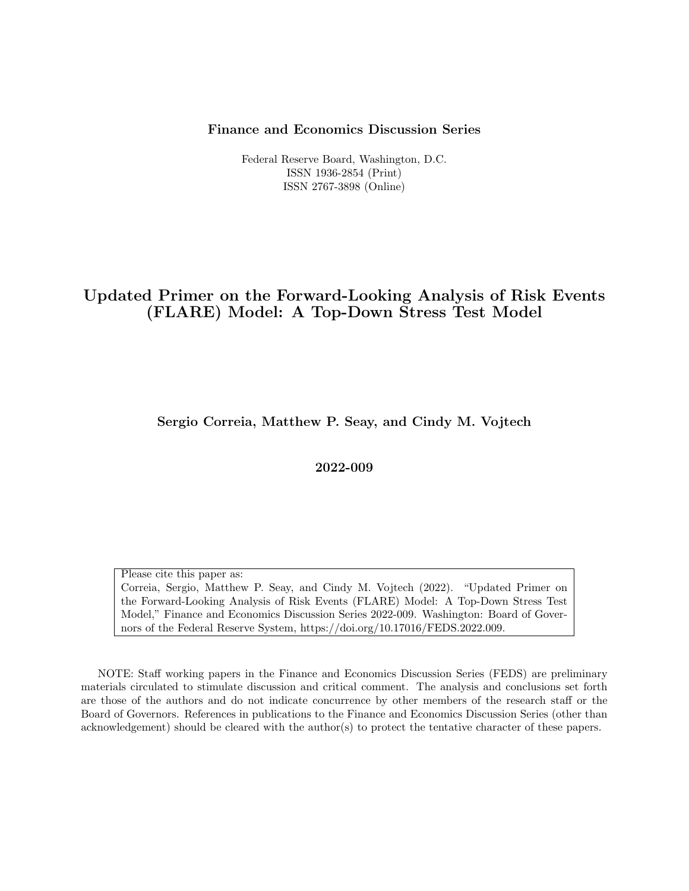**Finance and Economics Discussion Series**

Federal Reserve Board, Washington, D.C.
ISSN 1936-2854 (Print)
ISSN 2767-3898 (Online)

# Updated Primer on the Forward-Looking Analysis of Risk Events (FLARE) Model: A Top-Down Stress Test Model

**Sergio Correia, Matthew P. Seay, and Cindy M. Vojtech**

**2022-009**

Please cite this paper as:
Correia, Sergio, Matthew P. Seay, and Cindy M. Vojtech (2022). "Updated Primer on the Forward-Looking Analysis of Risk Events (FLARE) Model: A Top-Down Stress Test Model," Finance and Economics Discussion Series 2022-009. Washington: Board of Governors of the Federal Reserve System, https://doi.org/10.17016/FEDS.2022.009.

NOTE: Staff working papers in the Finance and Economics Discussion Series (FEDS) are preliminary materials circulated to stimulate discussion and critical comment. The analysis and conclusions set forth are those of the authors and do not indicate concurrence by other members of the research staff or the Board of Governors. References in publications to the Finance and Economics Discussion Series (other than acknowledgement) should be cleared with the author(s) to protect the tentative character of these papers.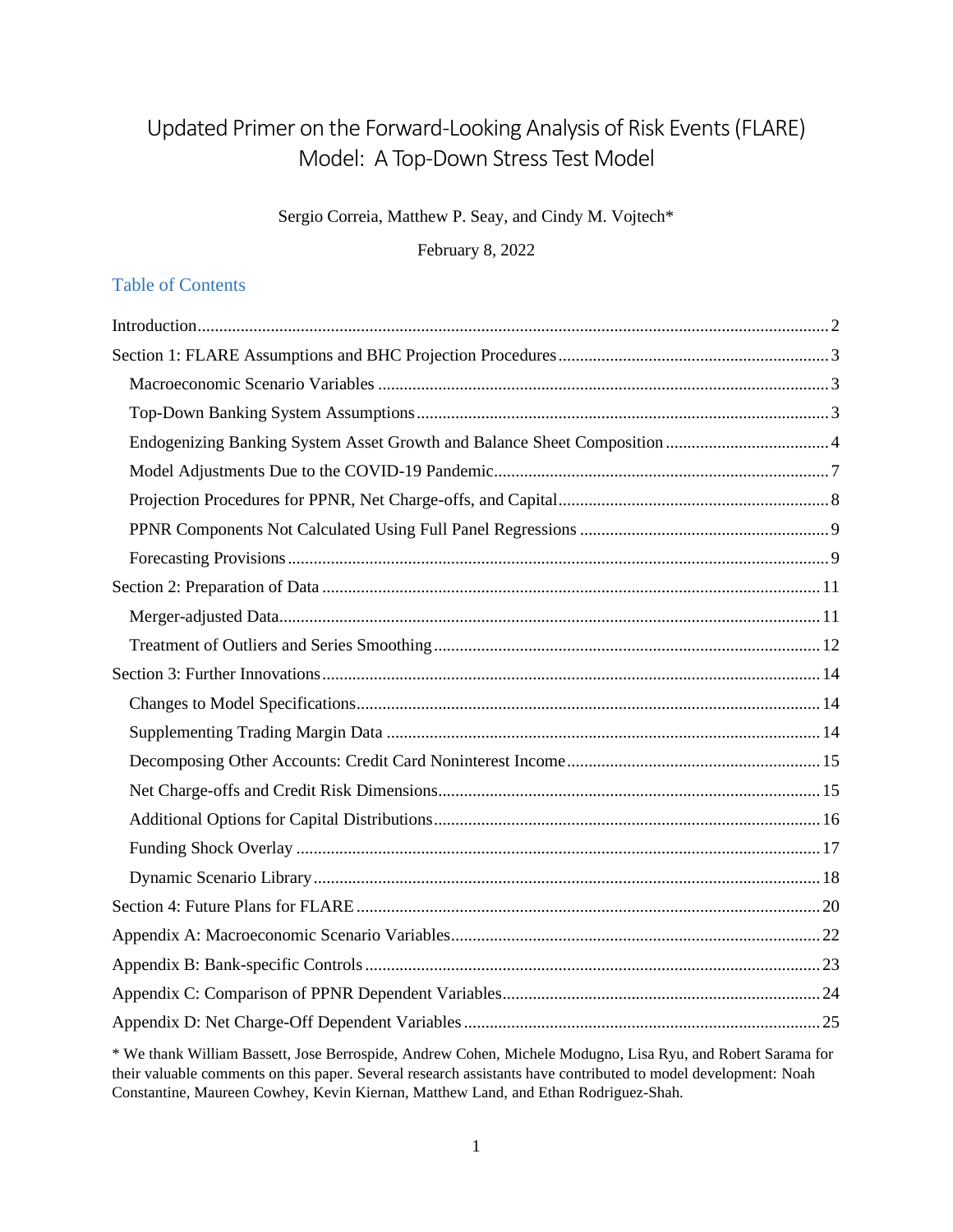# Updated Primer on the Forward-Looking Analysis of Risk Events (FLARE) Model: A Top-Down Stress Test Model

Sergio Correia, Matthew P. Seay, and Cindy M. Vojtech*

February 8, 2022

## Table of Contents

- Introduction .......... 2
- Section 1: FLARE Assumptions and BHC Projection Procedures .......... 3
  - Macroeconomic Scenario Variables .......... 3
  - Top-Down Banking System Assumptions .......... 3
  - Endogenizing Banking System Asset Growth and Balance Sheet Composition .......... 4
  - Model Adjustments Due to the COVID-19 Pandemic .......... 7
  - Projection Procedures for PPNR, Net Charge-offs, and Capital .......... 8
  - PPNR Components Not Calculated Using Full Panel Regressions .......... 9
  - Forecasting Provisions .......... 9
- Section 2: Preparation of Data .......... 11
  - Merger-adjusted Data .......... 11
  - Treatment of Outliers and Series Smoothing .......... 12
- Section 3: Further Innovations .......... 14
  - Changes to Model Specifications .......... 14
  - Supplementing Trading Margin Data .......... 14
  - Decomposing Other Accounts: Credit Card Noninterest Income .......... 15
  - Net Charge-offs and Credit Risk Dimensions .......... 15
  - Additional Options for Capital Distributions .......... 16
  - Funding Shock Overlay .......... 17
  - Dynamic Scenario Library .......... 18
- Section 4: Future Plans for FLARE .......... 20
- Appendix A: Macroeconomic Scenario Variables .......... 22
- Appendix B: Bank-specific Controls .......... 23
- Appendix C: Comparison of PPNR Dependent Variables .......... 24
- Appendix D: Net Charge-Off Dependent Variables .......... 25

\* We thank William Bassett, Jose Berrospide, Andrew Cohen, Michele Modugno, Lisa Ryu, and Robert Sarama for their valuable comments on this paper. Several research assistants have contributed to model development: Noah Constantine, Maureen Cowhey, Kevin Kiernan, Matthew Land, and Ethan Rodriguez-Shah.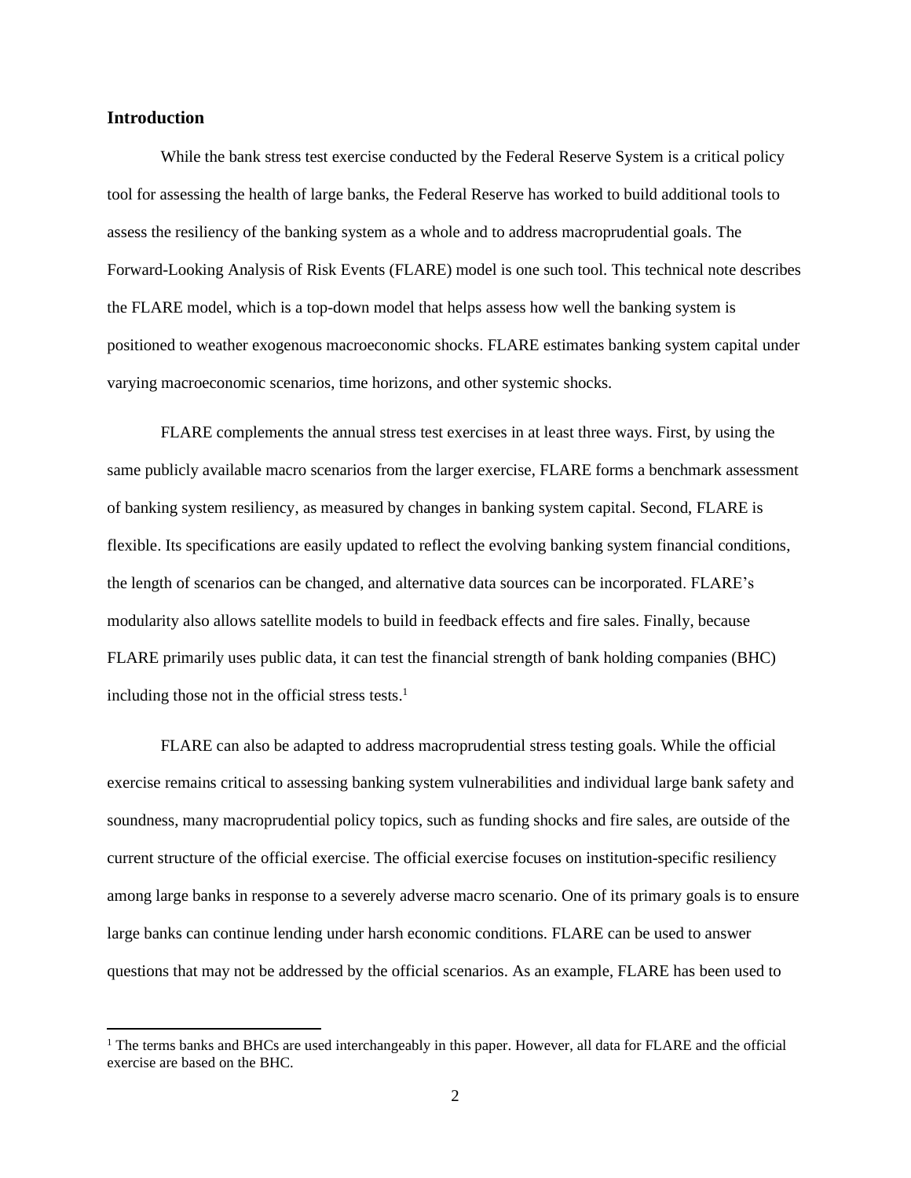## Introduction

While the bank stress test exercise conducted by the Federal Reserve System is a critical policy tool for assessing the health of large banks, the Federal Reserve has worked to build additional tools to assess the resiliency of the banking system as a whole and to address macroprudential goals. The Forward-Looking Analysis of Risk Events (FLARE) model is one such tool. This technical note describes the FLARE model, which is a top-down model that helps assess how well the banking system is positioned to weather exogenous macroeconomic shocks. FLARE estimates banking system capital under varying macroeconomic scenarios, time horizons, and other systemic shocks.

FLARE complements the annual stress test exercises in at least three ways. First, by using the same publicly available macro scenarios from the larger exercise, FLARE forms a benchmark assessment of banking system resiliency, as measured by changes in banking system capital. Second, FLARE is flexible. Its specifications are easily updated to reflect the evolving banking system financial conditions, the length of scenarios can be changed, and alternative data sources can be incorporated. FLARE's modularity also allows satellite models to build in feedback effects and fire sales. Finally, because FLARE primarily uses public data, it can test the financial strength of bank holding companies (BHC) including those not in the official stress tests.[1]

FLARE can also be adapted to address macroprudential stress testing goals. While the official exercise remains critical to assessing banking system vulnerabilities and individual large bank safety and soundness, many macroprudential policy topics, such as funding shocks and fire sales, are outside of the current structure of the official exercise. The official exercise focuses on institution-specific resiliency among large banks in response to a severely adverse macro scenario. One of its primary goals is to ensure large banks can continue lending under harsh economic conditions. FLARE can be used to answer questions that may not be addressed by the official scenarios. As an example, FLARE has been used to

[1] The terms banks and BHCs are used interchangeably in this paper. However, all data for FLARE and the official exercise are based on the BHC.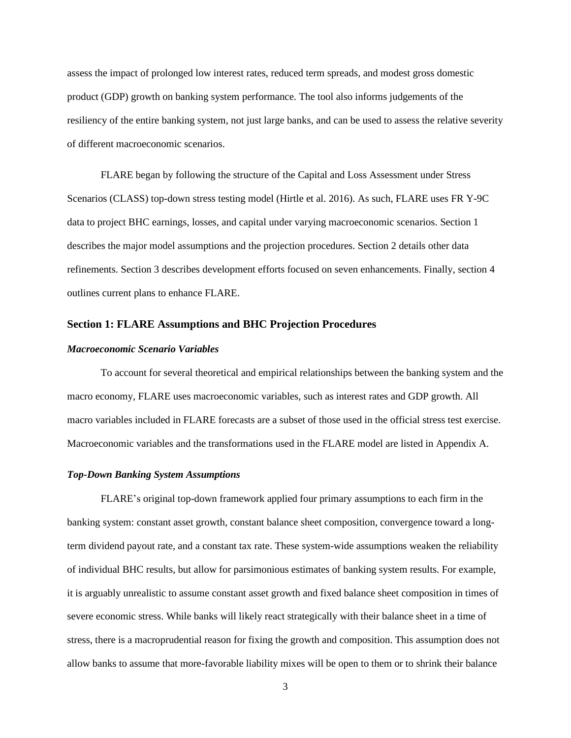assess the impact of prolonged low interest rates, reduced term spreads, and modest gross domestic product (GDP) growth on banking system performance. The tool also informs judgements of the resiliency of the entire banking system, not just large banks, and can be used to assess the relative severity of different macroeconomic scenarios.

FLARE began by following the structure of the Capital and Loss Assessment under Stress Scenarios (CLASS) top-down stress testing model (Hirtle et al. 2016). As such, FLARE uses FR Y-9C data to project BHC earnings, losses, and capital under varying macroeconomic scenarios. Section 1 describes the major model assumptions and the projection procedures. Section 2 details other data refinements. Section 3 describes development efforts focused on seven enhancements. Finally, section 4 outlines current plans to enhance FLARE.

## Section 1: FLARE Assumptions and BHC Projection Procedures

### *Macroeconomic Scenario Variables*

To account for several theoretical and empirical relationships between the banking system and the macro economy, FLARE uses macroeconomic variables, such as interest rates and GDP growth. All macro variables included in FLARE forecasts are a subset of those used in the official stress test exercise. Macroeconomic variables and the transformations used in the FLARE model are listed in Appendix A.

### *Top-Down Banking System Assumptions*

FLARE's original top-down framework applied four primary assumptions to each firm in the banking system: constant asset growth, constant balance sheet composition, convergence toward a long-term dividend payout rate, and a constant tax rate. These system-wide assumptions weaken the reliability of individual BHC results, but allow for parsimonious estimates of banking system results. For example, it is arguably unrealistic to assume constant asset growth and fixed balance sheet composition in times of severe economic stress. While banks will likely react strategically with their balance sheet in a time of stress, there is a macroprudential reason for fixing the growth and composition. This assumption does not allow banks to assume that more-favorable liability mixes will be open to them or to shrink their balance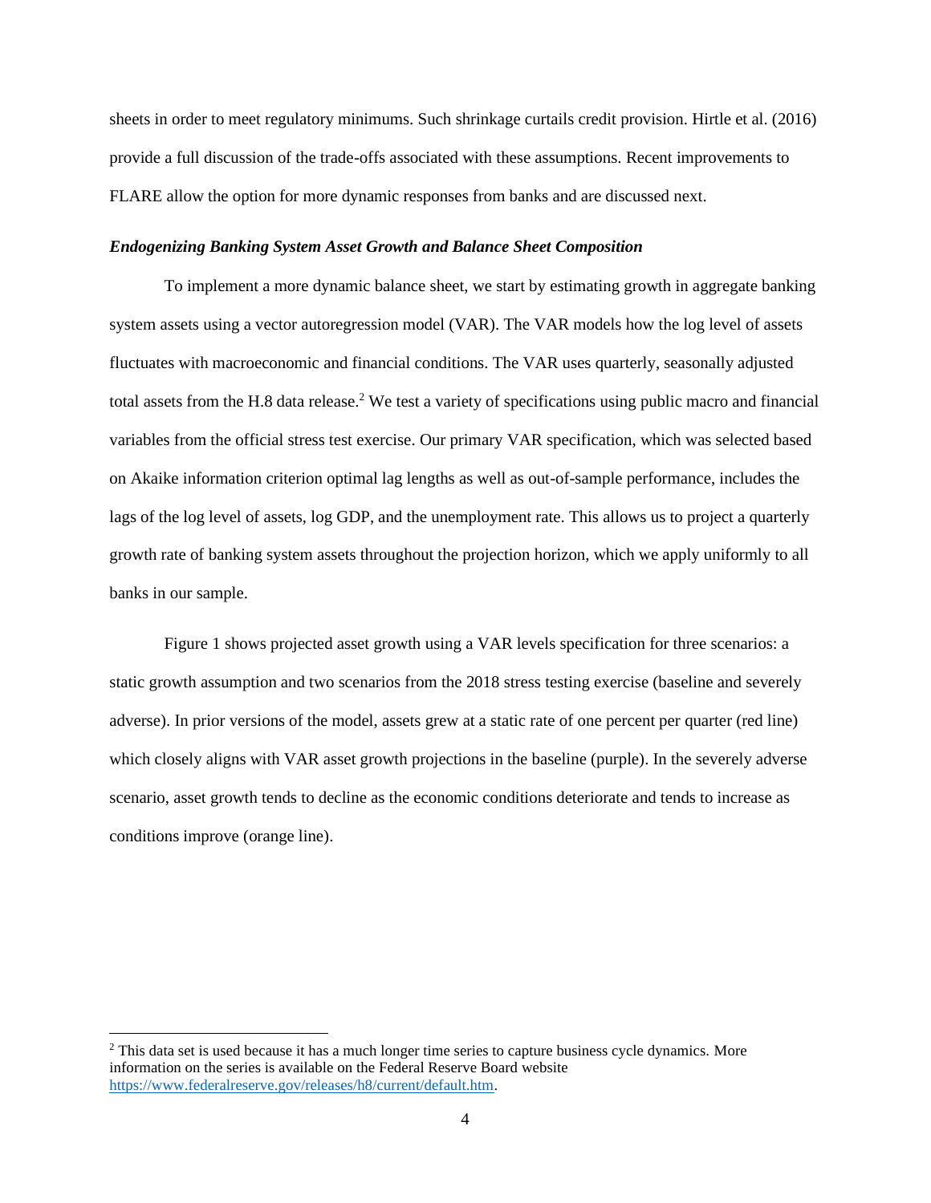sheets in order to meet regulatory minimums. Such shrinkage curtails credit provision. Hirtle et al. (2016) provide a full discussion of the trade-offs associated with these assumptions. Recent improvements to FLARE allow the option for more dynamic responses from banks and are discussed next.

***Endogenizing Banking System Asset Growth and Balance Sheet Composition***

To implement a more dynamic balance sheet, we start by estimating growth in aggregate banking system assets using a vector autoregression model (VAR). The VAR models how the log level of assets fluctuates with macroeconomic and financial conditions. The VAR uses quarterly, seasonally adjusted total assets from the H.8 data release.[2] We test a variety of specifications using public macro and financial variables from the official stress test exercise. Our primary VAR specification, which was selected based on Akaike information criterion optimal lag lengths as well as out-of-sample performance, includes the lags of the log level of assets, log GDP, and the unemployment rate. This allows us to project a quarterly growth rate of banking system assets throughout the projection horizon, which we apply uniformly to all banks in our sample.

Figure 1 shows projected asset growth using a VAR levels specification for three scenarios: a static growth assumption and two scenarios from the 2018 stress testing exercise (baseline and severely adverse). In prior versions of the model, assets grew at a static rate of one percent per quarter (red line) which closely aligns with VAR asset growth projections in the baseline (purple). In the severely adverse scenario, asset growth tends to decline as the economic conditions deteriorate and tends to increase as conditions improve (orange line).

---

[2] This data set is used because it has a much longer time series to capture business cycle dynamics. More information on the series is available on the Federal Reserve Board website https://www.federalreserve.gov/releases/h8/current/default.htm.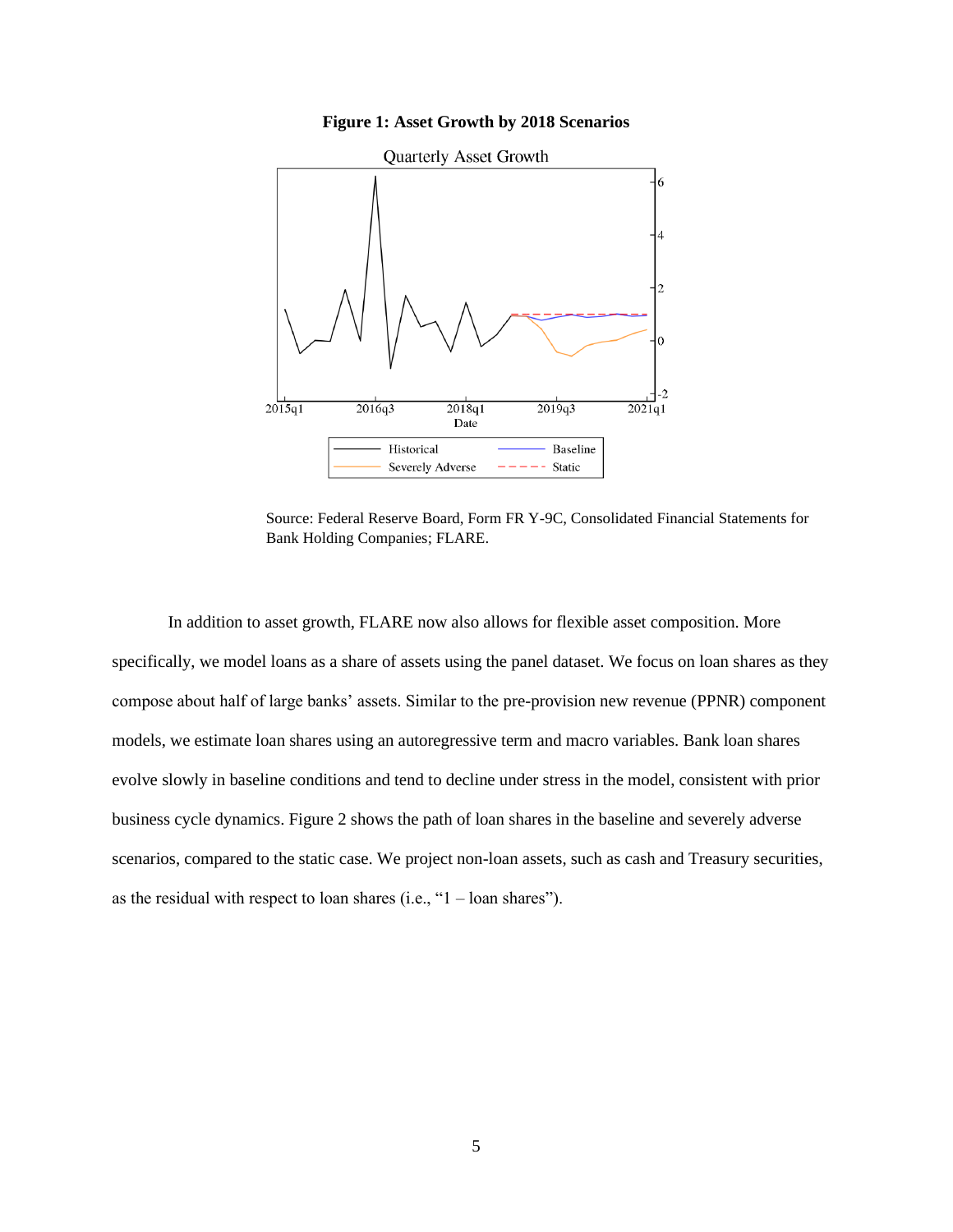**Figure 1: Asset Growth by 2018 Scenarios**

Source: Federal Reserve Board, Form FR Y-9C, Consolidated Financial Statements for Bank Holding Companies; FLARE.

In addition to asset growth, FLARE now also allows for flexible asset composition. More specifically, we model loans as a share of assets using the panel dataset. We focus on loan shares as they compose about half of large banks' assets. Similar to the pre-provision new revenue (PPNR) component models, we estimate loan shares using an autoregressive term and macro variables. Bank loan shares evolve slowly in baseline conditions and tend to decline under stress in the model, consistent with prior business cycle dynamics. Figure 2 shows the path of loan shares in the baseline and severely adverse scenarios, compared to the static case. We project non-loan assets, such as cash and Treasury securities, as the residual with respect to loan shares (i.e., "1 – loan shares").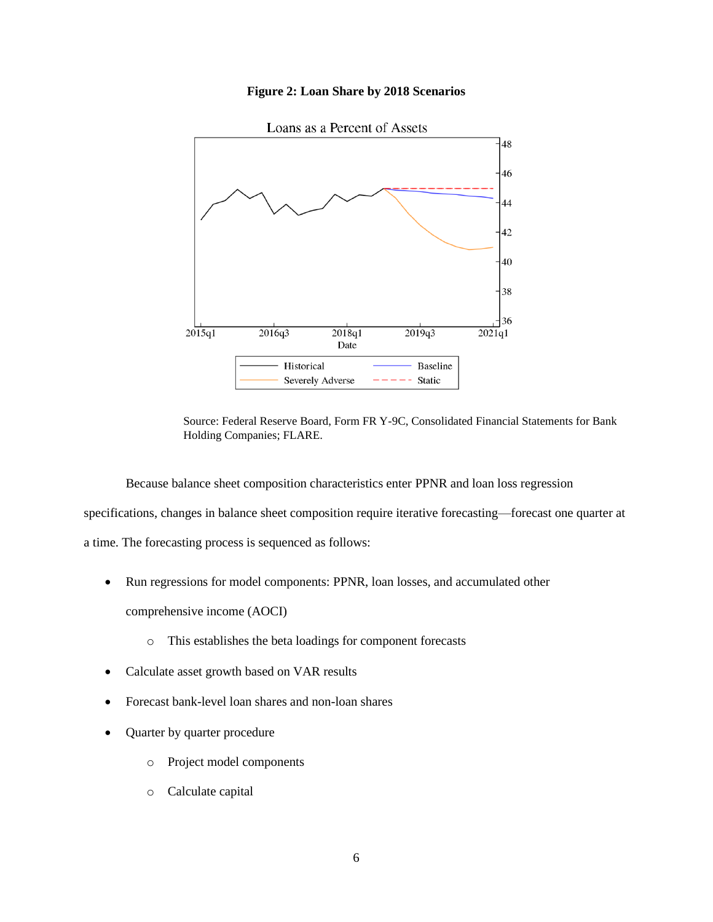**Figure 2: Loan Share by 2018 Scenarios**

Source: Federal Reserve Board, Form FR Y-9C, Consolidated Financial Statements for Bank Holding Companies; FLARE.

Because balance sheet composition characteristics enter PPNR and loan loss regression specifications, changes in balance sheet composition require iterative forecasting—forecast one quarter at a time. The forecasting process is sequenced as follows:

- Run regressions for model components: PPNR, loan losses, and accumulated other comprehensive income (AOCI)
  - This establishes the beta loadings for component forecasts
- Calculate asset growth based on VAR results
- Forecast bank-level loan shares and non-loan shares
- Quarter by quarter procedure
  - Project model components
  - Calculate capital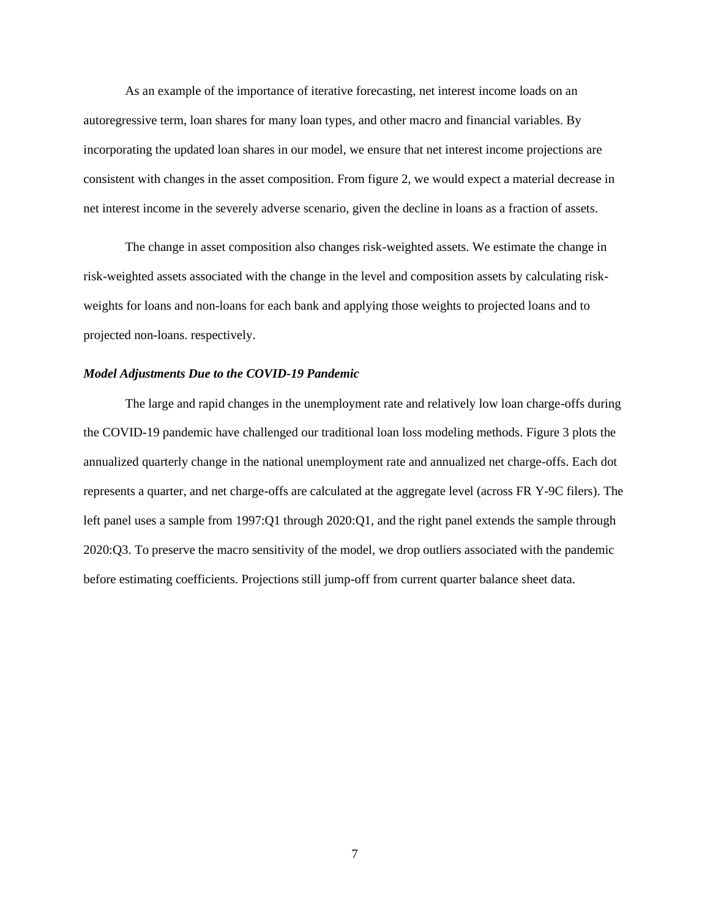As an example of the importance of iterative forecasting, net interest income loads on an autoregressive term, loan shares for many loan types, and other macro and financial variables. By incorporating the updated loan shares in our model, we ensure that net interest income projections are consistent with changes in the asset composition. From figure 2, we would expect a material decrease in net interest income in the severely adverse scenario, given the decline in loans as a fraction of assets.

The change in asset composition also changes risk-weighted assets. We estimate the change in risk-weighted assets associated with the change in the level and composition assets by calculating risk-weights for loans and non-loans for each bank and applying those weights to projected loans and to projected non-loans. respectively.

### *Model Adjustments Due to the COVID-19 Pandemic*

The large and rapid changes in the unemployment rate and relatively low loan charge-offs during the COVID-19 pandemic have challenged our traditional loan loss modeling methods. Figure 3 plots the annualized quarterly change in the national unemployment rate and annualized net charge-offs. Each dot represents a quarter, and net charge-offs are calculated at the aggregate level (across FR Y-9C filers). The left panel uses a sample from 1997:Q1 through 2020:Q1, and the right panel extends the sample through 2020:Q3. To preserve the macro sensitivity of the model, we drop outliers associated with the pandemic before estimating coefficients. Projections still jump-off from current quarter balance sheet data.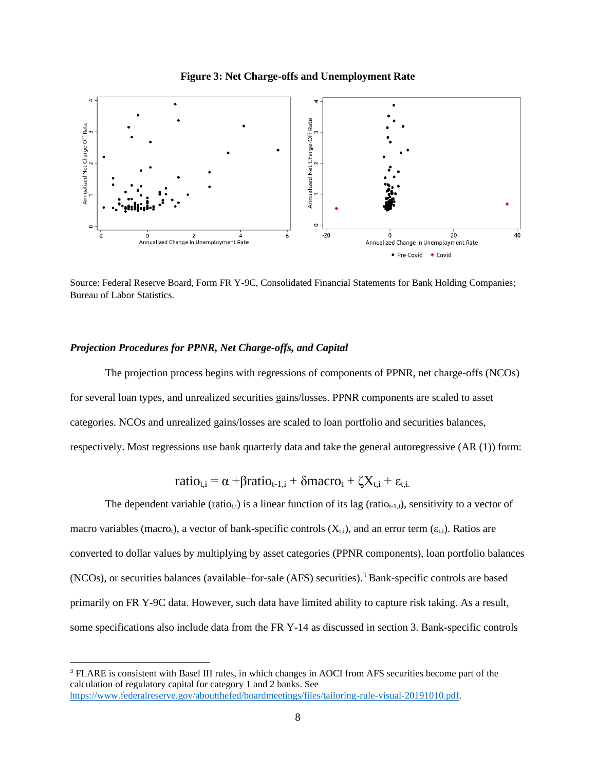**Figure 3: Net Charge-offs and Unemployment Rate**

Source: Federal Reserve Board, Form FR Y-9C, Consolidated Financial Statements for Bank Holding Companies; Bureau of Labor Statistics.

### *Projection Procedures for PPNR, Net Charge-offs, and Capital*

The projection process begins with regressions of components of PPNR, net charge-offs (NCOs) for several loan types, and unrealized securities gains/losses. PPNR components are scaled to asset categories. NCOs and unrealized gains/losses are scaled to loan portfolio and securities balances, respectively. Most regressions use bank quarterly data and take the general autoregressive (AR (1)) form:

$$\text{ratio}_{t,i} = \alpha + \beta\text{ratio}_{t-1,i} + \delta\text{macro}_t + \zeta X_{t,i} + \varepsilon_{t,i.}$$

The dependent variable ($\text{ratio}_{t,i}$) is a linear function of its lag ($\text{ratio}_{t-1,i}$), sensitivity to a vector of macro variables ($\text{macro}_t$), a vector of bank-specific controls ($X_{t,i}$), and an error term ($\varepsilon_{t,i}$). Ratios are converted to dollar values by multiplying by asset categories (PPNR components), loan portfolio balances (NCOs), or securities balances (available–for-sale (AFS) securities).[3] Bank-specific controls are based primarily on FR Y-9C data. However, such data have limited ability to capture risk taking. As a result, some specifications also include data from the FR Y-14 as discussed in section 3. Bank-specific controls

[3] FLARE is consistent with Basel III rules, in which changes in AOCI from AFS securities become part of the calculation of regulatory capital for category 1 and 2 banks. See https://www.federalreserve.gov/aboutthefed/boardmeetings/files/tailoring-rule-visual-20191010.pdf.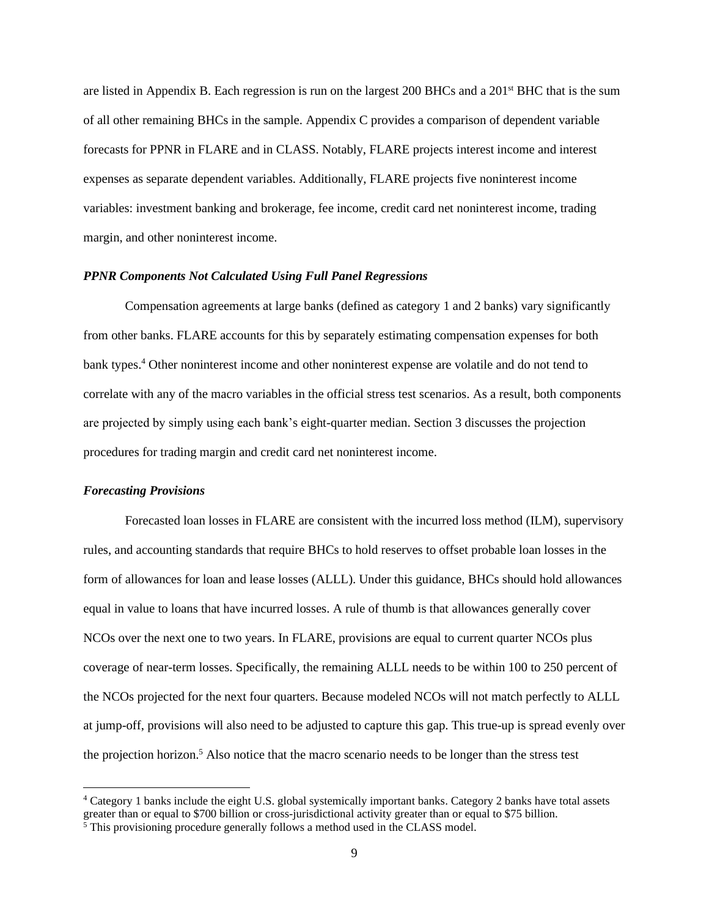are listed in Appendix B. Each regression is run on the largest 200 BHCs and a 201st BHC that is the sum of all other remaining BHCs in the sample. Appendix C provides a comparison of dependent variable forecasts for PPNR in FLARE and in CLASS. Notably, FLARE projects interest income and interest expenses as separate dependent variables. Additionally, FLARE projects five noninterest income variables: investment banking and brokerage, fee income, credit card net noninterest income, trading margin, and other noninterest income.

***PPNR Components Not Calculated Using Full Panel Regressions***

Compensation agreements at large banks (defined as category 1 and 2 banks) vary significantly from other banks. FLARE accounts for this by separately estimating compensation expenses for both bank types.[4] Other noninterest income and other noninterest expense are volatile and do not tend to correlate with any of the macro variables in the official stress test scenarios. As a result, both components are projected by simply using each bank's eight-quarter median. Section 3 discusses the projection procedures for trading margin and credit card net noninterest income.

***Forecasting Provisions***

Forecasted loan losses in FLARE are consistent with the incurred loss method (ILM), supervisory rules, and accounting standards that require BHCs to hold reserves to offset probable loan losses in the form of allowances for loan and lease losses (ALLL). Under this guidance, BHCs should hold allowances equal in value to loans that have incurred losses. A rule of thumb is that allowances generally cover NCOs over the next one to two years. In FLARE, provisions are equal to current quarter NCOs plus coverage of near-term losses. Specifically, the remaining ALLL needs to be within 100 to 250 percent of the NCOs projected for the next four quarters. Because modeled NCOs will not match perfectly to ALLL at jump-off, provisions will also need to be adjusted to capture this gap. This true-up is spread evenly over the projection horizon.[5] Also notice that the macro scenario needs to be longer than the stress test

---

[4] Category 1 banks include the eight U.S. global systemically important banks. Category 2 banks have total assets greater than or equal to $700 billion or cross-jurisdictional activity greater than or equal to $75 billion.

[5] This provisioning procedure generally follows a method used in the CLASS model.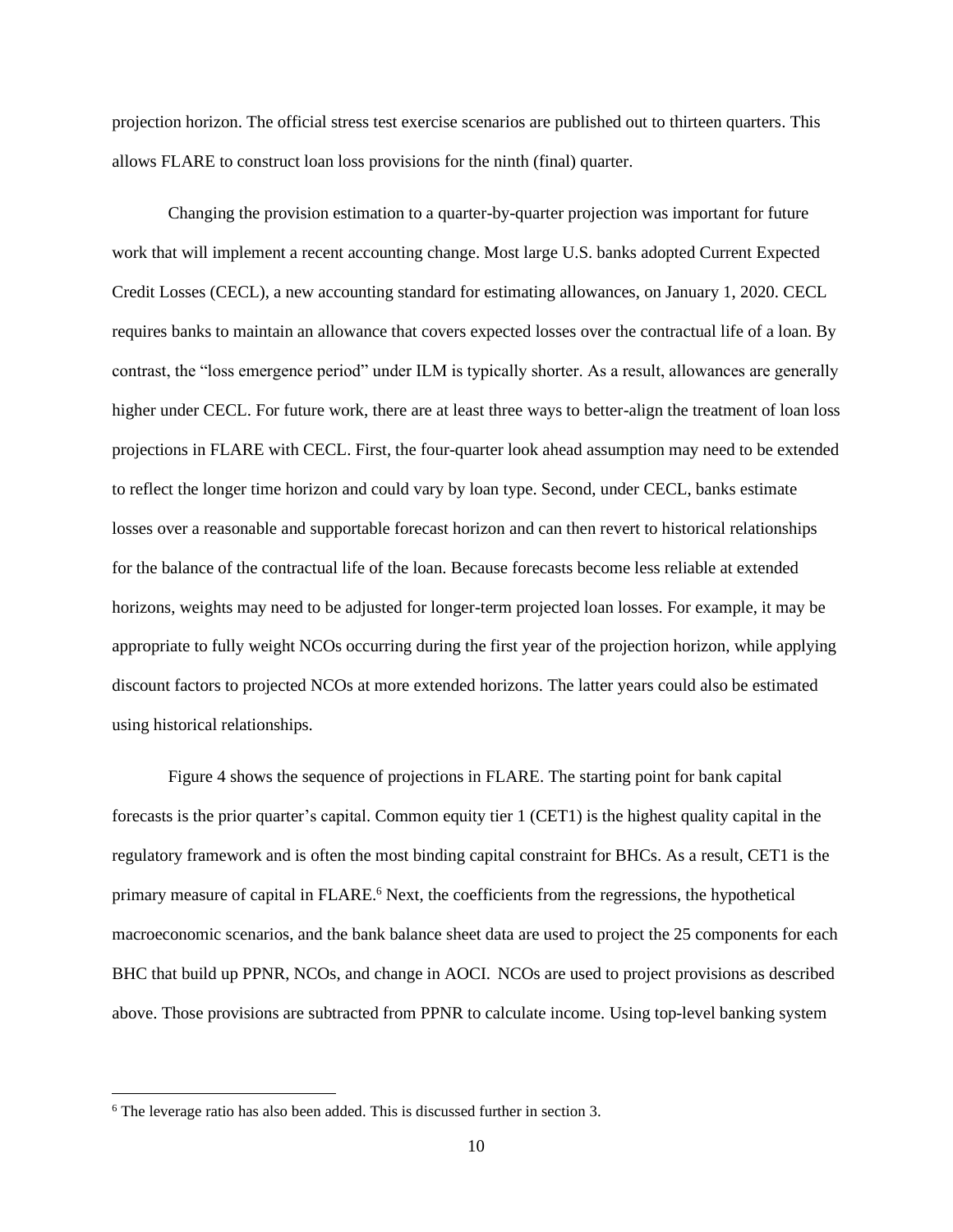projection horizon. The official stress test exercise scenarios are published out to thirteen quarters. This allows FLARE to construct loan loss provisions for the ninth (final) quarter.

Changing the provision estimation to a quarter-by-quarter projection was important for future work that will implement a recent accounting change. Most large U.S. banks adopted Current Expected Credit Losses (CECL), a new accounting standard for estimating allowances, on January 1, 2020. CECL requires banks to maintain an allowance that covers expected losses over the contractual life of a loan. By contrast, the "loss emergence period" under ILM is typically shorter. As a result, allowances are generally higher under CECL. For future work, there are at least three ways to better-align the treatment of loan loss projections in FLARE with CECL. First, the four-quarter look ahead assumption may need to be extended to reflect the longer time horizon and could vary by loan type. Second, under CECL, banks estimate losses over a reasonable and supportable forecast horizon and can then revert to historical relationships for the balance of the contractual life of the loan. Because forecasts become less reliable at extended horizons, weights may need to be adjusted for longer-term projected loan losses. For example, it may be appropriate to fully weight NCOs occurring during the first year of the projection horizon, while applying discount factors to projected NCOs at more extended horizons. The latter years could also be estimated using historical relationships.

Figure 4 shows the sequence of projections in FLARE. The starting point for bank capital forecasts is the prior quarter's capital. Common equity tier 1 (CET1) is the highest quality capital in the regulatory framework and is often the most binding capital constraint for BHCs. As a result, CET1 is the primary measure of capital in FLARE.[6] Next, the coefficients from the regressions, the hypothetical macroeconomic scenarios, and the bank balance sheet data are used to project the 25 components for each BHC that build up PPNR, NCOs, and change in AOCI. NCOs are used to project provisions as described above. Those provisions are subtracted from PPNR to calculate income. Using top-level banking system

[6] The leverage ratio has also been added. This is discussed further in section 3.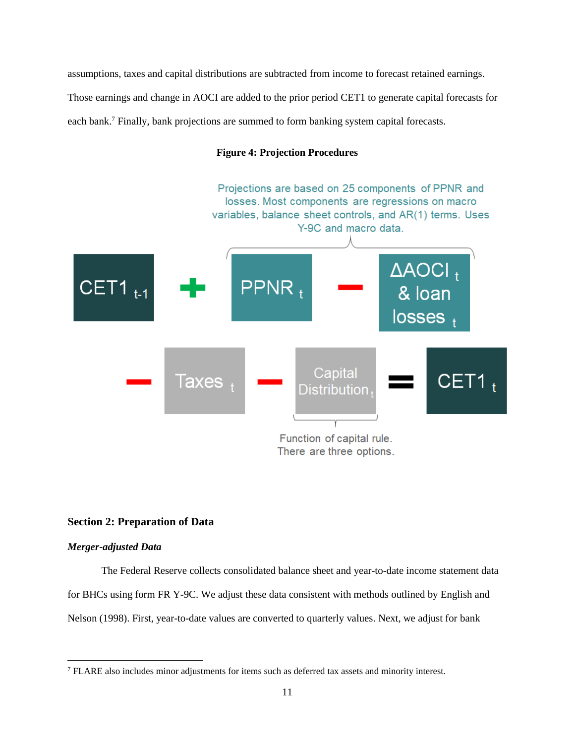assumptions, taxes and capital distributions are subtracted from income to forecast retained earnings. Those earnings and change in AOCI are added to the prior period CET1 to generate capital forecasts for each bank.[7] Finally, bank projections are summed to form banking system capital forecasts.

**Figure 4: Projection Procedures**

Projections are based on 25 components of PPNR and losses. Most components are regressions on macro variables, balance sheet controls, and AR(1) terms. Uses Y-9C and macro data.

$CET1_{t-1}$ + $PPNR_t$ − $\Delta AOCI_t$ & loan $losses_t$ − $Taxes_t$ − Capital $Distribution_t$ = $CET1_t$

Function of capital rule. There are three options.

## Section 2: Preparation of Data

### *Merger-adjusted Data*

The Federal Reserve collects consolidated balance sheet and year-to-date income statement data for BHCs using form FR Y-9C. We adjust these data consistent with methods outlined by English and Nelson (1998). First, year-to-date values are converted to quarterly values. Next, we adjust for bank

[7] FLARE also includes minor adjustments for items such as deferred tax assets and minority interest.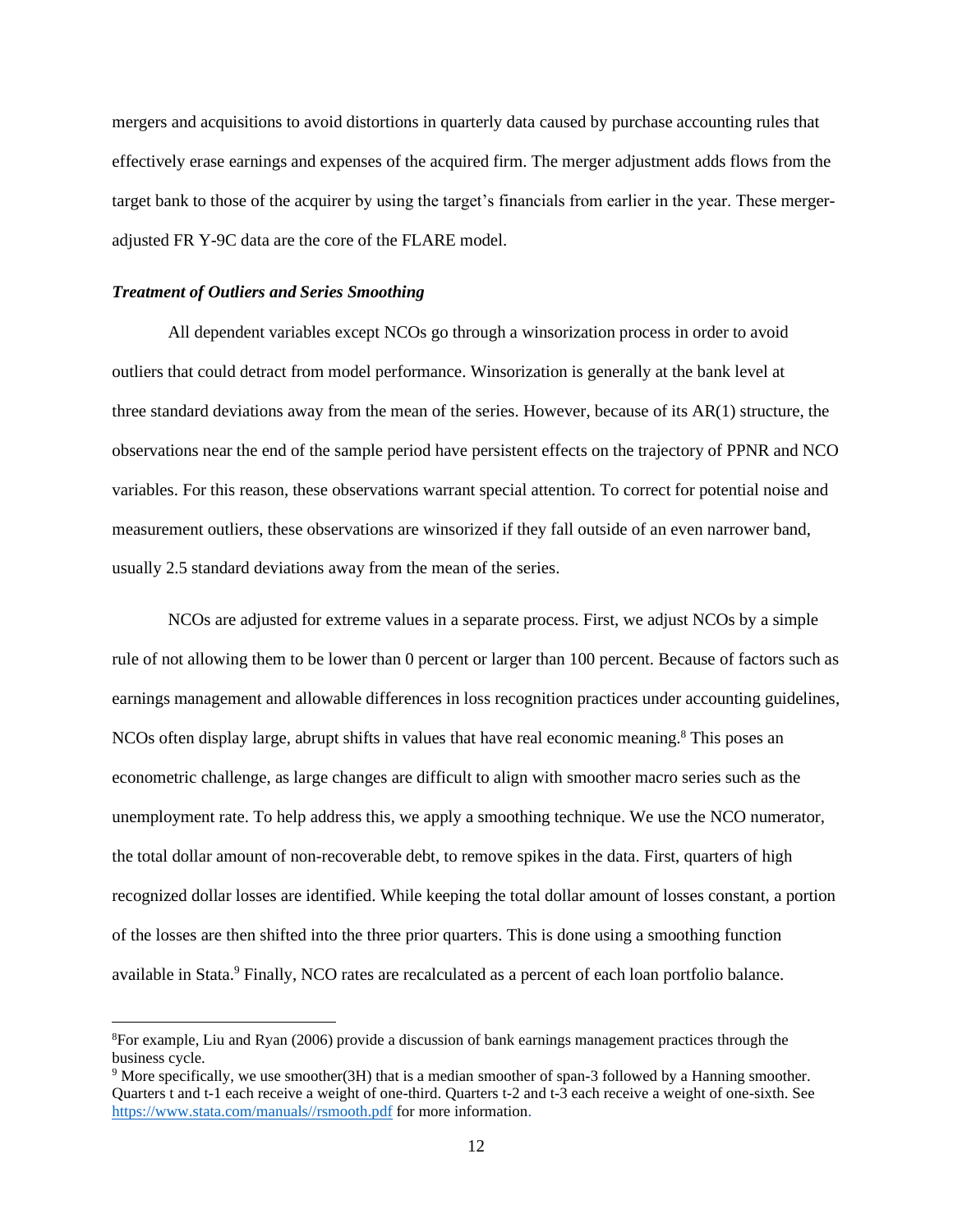mergers and acquisitions to avoid distortions in quarterly data caused by purchase accounting rules that effectively erase earnings and expenses of the acquired firm. The merger adjustment adds flows from the target bank to those of the acquirer by using the target's financials from earlier in the year. These merger-adjusted FR Y-9C data are the core of the FLARE model.

***Treatment of Outliers and Series Smoothing***

All dependent variables except NCOs go through a winsorization process in order to avoid outliers that could detract from model performance. Winsorization is generally at the bank level at three standard deviations away from the mean of the series. However, because of its AR(1) structure, the observations near the end of the sample period have persistent effects on the trajectory of PPNR and NCO variables. For this reason, these observations warrant special attention. To correct for potential noise and measurement outliers, these observations are winsorized if they fall outside of an even narrower band, usually 2.5 standard deviations away from the mean of the series.

NCOs are adjusted for extreme values in a separate process. First, we adjust NCOs by a simple rule of not allowing them to be lower than 0 percent or larger than 100 percent. Because of factors such as earnings management and allowable differences in loss recognition practices under accounting guidelines, NCOs often display large, abrupt shifts in values that have real economic meaning.[8] This poses an econometric challenge, as large changes are difficult to align with smoother macro series such as the unemployment rate. To help address this, we apply a smoothing technique. We use the NCO numerator, the total dollar amount of non-recoverable debt, to remove spikes in the data. First, quarters of high recognized dollar losses are identified. While keeping the total dollar amount of losses constant, a portion of the losses are then shifted into the three prior quarters. This is done using a smoothing function available in Stata.[9] Finally, NCO rates are recalculated as a percent of each loan portfolio balance.

---

[8] For example, Liu and Ryan (2006) provide a discussion of bank earnings management practices through the business cycle.

[9] More specifically, we use smoother(3H) that is a median smoother of span-3 followed by a Hanning smoother. Quarters t and t-1 each receive a weight of one-third. Quarters t-2 and t-3 each receive a weight of one-sixth. See https://www.stata.com/manuals//rsmooth.pdf for more information.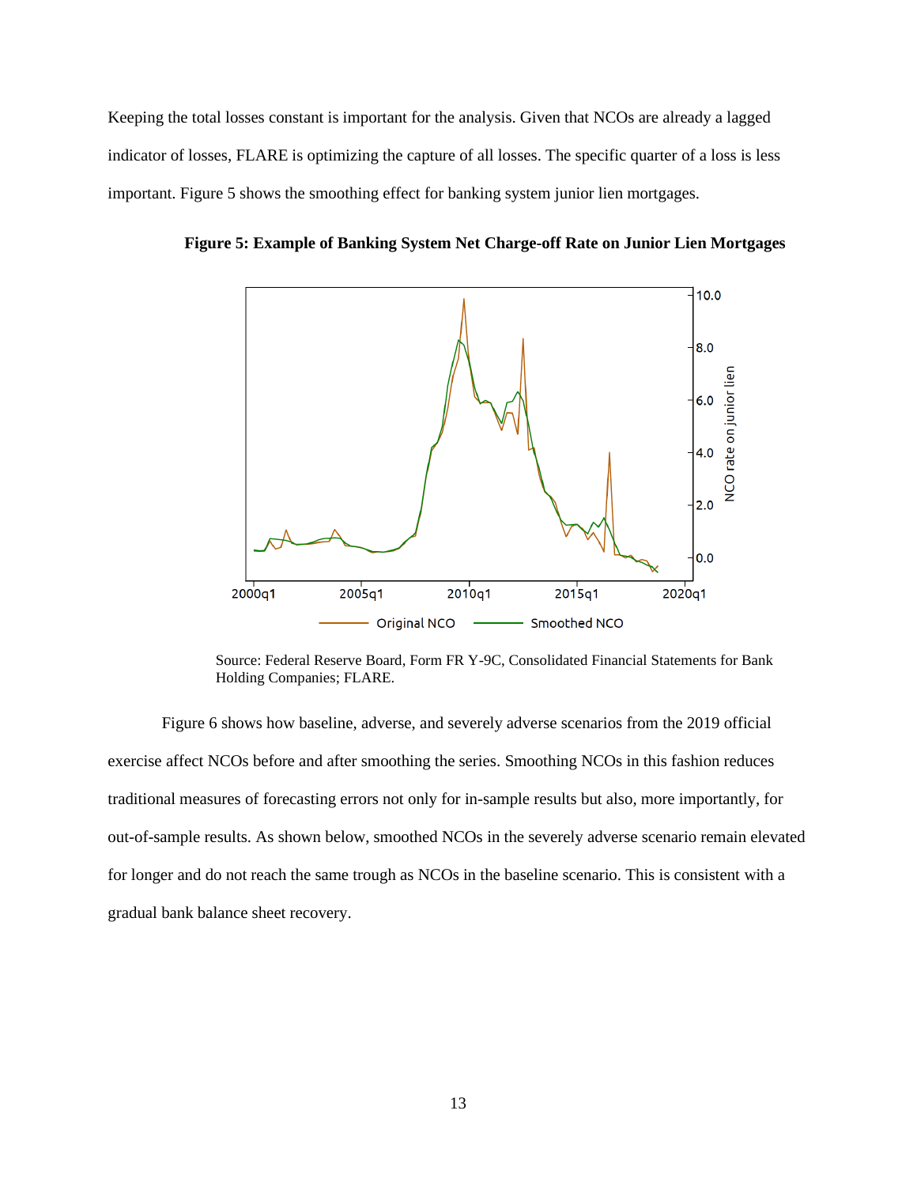Keeping the total losses constant is important for the analysis. Given that NCOs are already a lagged indicator of losses, FLARE is optimizing the capture of all losses. The specific quarter of a loss is less important. Figure 5 shows the smoothing effect for banking system junior lien mortgages.

**Figure 5: Example of Banking System Net Charge-off Rate on Junior Lien Mortgages**

Source: Federal Reserve Board, Form FR Y-9C, Consolidated Financial Statements for Bank Holding Companies; FLARE.

Figure 6 shows how baseline, adverse, and severely adverse scenarios from the 2019 official exercise affect NCOs before and after smoothing the series. Smoothing NCOs in this fashion reduces traditional measures of forecasting errors not only for in-sample results but also, more importantly, for out-of-sample results. As shown below, smoothed NCOs in the severely adverse scenario remain elevated for longer and do not reach the same trough as NCOs in the baseline scenario. This is consistent with a gradual bank balance sheet recovery.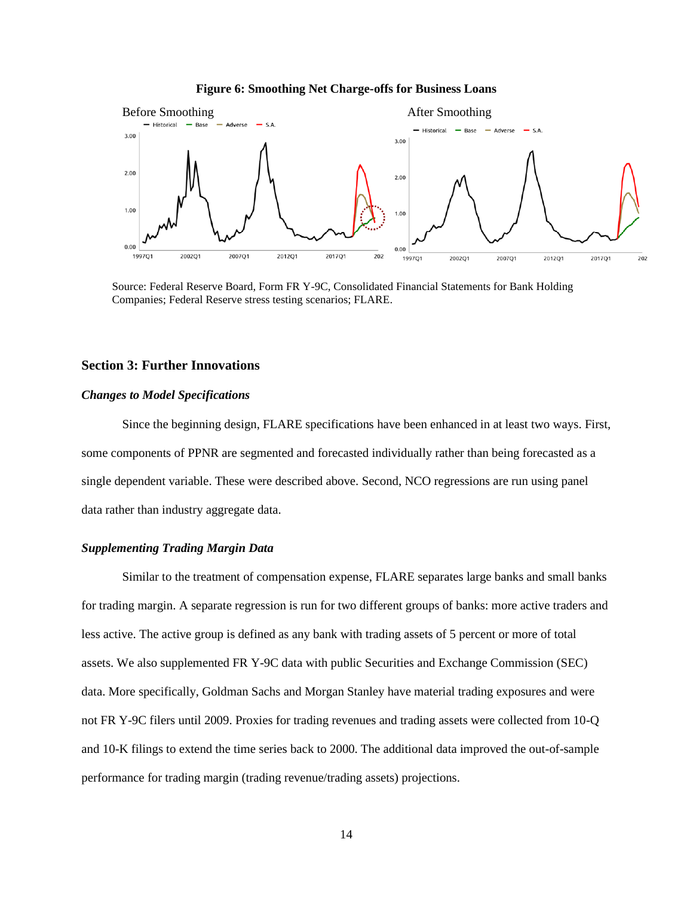**Figure 6: Smoothing Net Charge-offs for Business Loans**

Source: Federal Reserve Board, Form FR Y-9C, Consolidated Financial Statements for Bank Holding Companies; Federal Reserve stress testing scenarios; FLARE.

## Section 3: Further Innovations

### *Changes to Model Specifications*

Since the beginning design, FLARE specifications have been enhanced in at least two ways. First, some components of PPNR are segmented and forecasted individually rather than being forecasted as a single dependent variable. These were described above. Second, NCO regressions are run using panel data rather than industry aggregate data.

### *Supplementing Trading Margin Data*

Similar to the treatment of compensation expense, FLARE separates large banks and small banks for trading margin. A separate regression is run for two different groups of banks: more active traders and less active. The active group is defined as any bank with trading assets of 5 percent or more of total assets. We also supplemented FR Y-9C data with public Securities and Exchange Commission (SEC) data. More specifically, Goldman Sachs and Morgan Stanley have material trading exposures and were not FR Y-9C filers until 2009. Proxies for trading revenues and trading assets were collected from 10-Q and 10-K filings to extend the time series back to 2000. The additional data improved the out-of-sample performance for trading margin (trading revenue/trading assets) projections.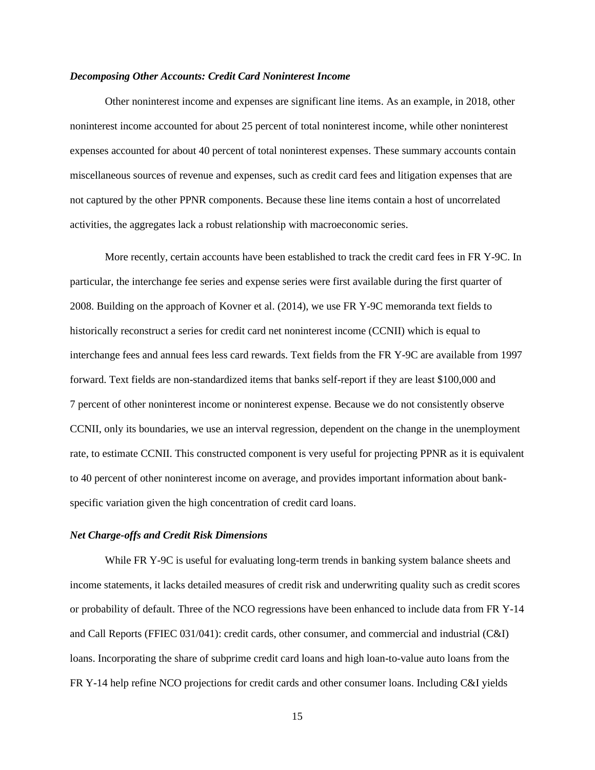***Decomposing Other Accounts: Credit Card Noninterest Income***

Other noninterest income and expenses are significant line items. As an example, in 2018, other noninterest income accounted for about 25 percent of total noninterest income, while other noninterest expenses accounted for about 40 percent of total noninterest expenses. These summary accounts contain miscellaneous sources of revenue and expenses, such as credit card fees and litigation expenses that are not captured by the other PPNR components. Because these line items contain a host of uncorrelated activities, the aggregates lack a robust relationship with macroeconomic series.

More recently, certain accounts have been established to track the credit card fees in FR Y-9C. In particular, the interchange fee series and expense series were first available during the first quarter of 2008. Building on the approach of Kovner et al. (2014), we use FR Y-9C memoranda text fields to historically reconstruct a series for credit card net noninterest income (CCNII) which is equal to interchange fees and annual fees less card rewards. Text fields from the FR Y-9C are available from 1997 forward. Text fields are non-standardized items that banks self-report if they are least $100,000 and 7 percent of other noninterest income or noninterest expense. Because we do not consistently observe CCNII, only its boundaries, we use an interval regression, dependent on the change in the unemployment rate, to estimate CCNII. This constructed component is very useful for projecting PPNR as it is equivalent to 40 percent of other noninterest income on average, and provides important information about bank-specific variation given the high concentration of credit card loans.

***Net Charge-offs and Credit Risk Dimensions***

While FR Y-9C is useful for evaluating long-term trends in banking system balance sheets and income statements, it lacks detailed measures of credit risk and underwriting quality such as credit scores or probability of default. Three of the NCO regressions have been enhanced to include data from FR Y-14 and Call Reports (FFIEC 031/041): credit cards, other consumer, and commercial and industrial (C&I) loans. Incorporating the share of subprime credit card loans and high loan-to-value auto loans from the FR Y-14 help refine NCO projections for credit cards and other consumer loans. Including C&I yields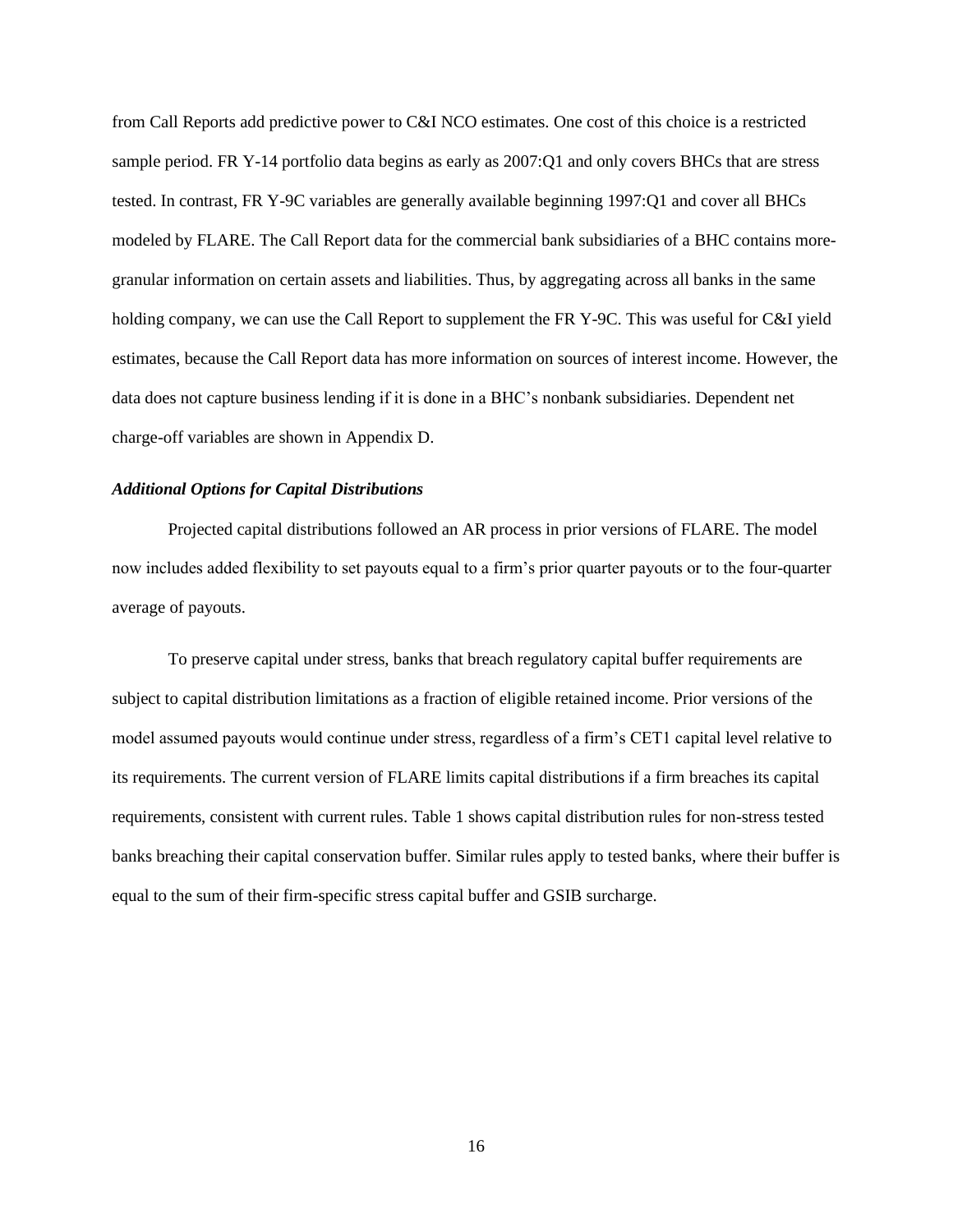from Call Reports add predictive power to C&I NCO estimates. One cost of this choice is a restricted sample period. FR Y-14 portfolio data begins as early as 2007:Q1 and only covers BHCs that are stress tested. In contrast, FR Y-9C variables are generally available beginning 1997:Q1 and cover all BHCs modeled by FLARE. The Call Report data for the commercial bank subsidiaries of a BHC contains more-granular information on certain assets and liabilities. Thus, by aggregating across all banks in the same holding company, we can use the Call Report to supplement the FR Y-9C. This was useful for C&I yield estimates, because the Call Report data has more information on sources of interest income. However, the data does not capture business lending if it is done in a BHC's nonbank subsidiaries. Dependent net charge-off variables are shown in Appendix D.

### *Additional Options for Capital Distributions*

Projected capital distributions followed an AR process in prior versions of FLARE. The model now includes added flexibility to set payouts equal to a firm's prior quarter payouts or to the four-quarter average of payouts.

To preserve capital under stress, banks that breach regulatory capital buffer requirements are subject to capital distribution limitations as a fraction of eligible retained income. Prior versions of the model assumed payouts would continue under stress, regardless of a firm's CET1 capital level relative to its requirements. The current version of FLARE limits capital distributions if a firm breaches its capital requirements, consistent with current rules. Table 1 shows capital distribution rules for non-stress tested banks breaching their capital conservation buffer. Similar rules apply to tested banks, where their buffer is equal to the sum of their firm-specific stress capital buffer and GSIB surcharge.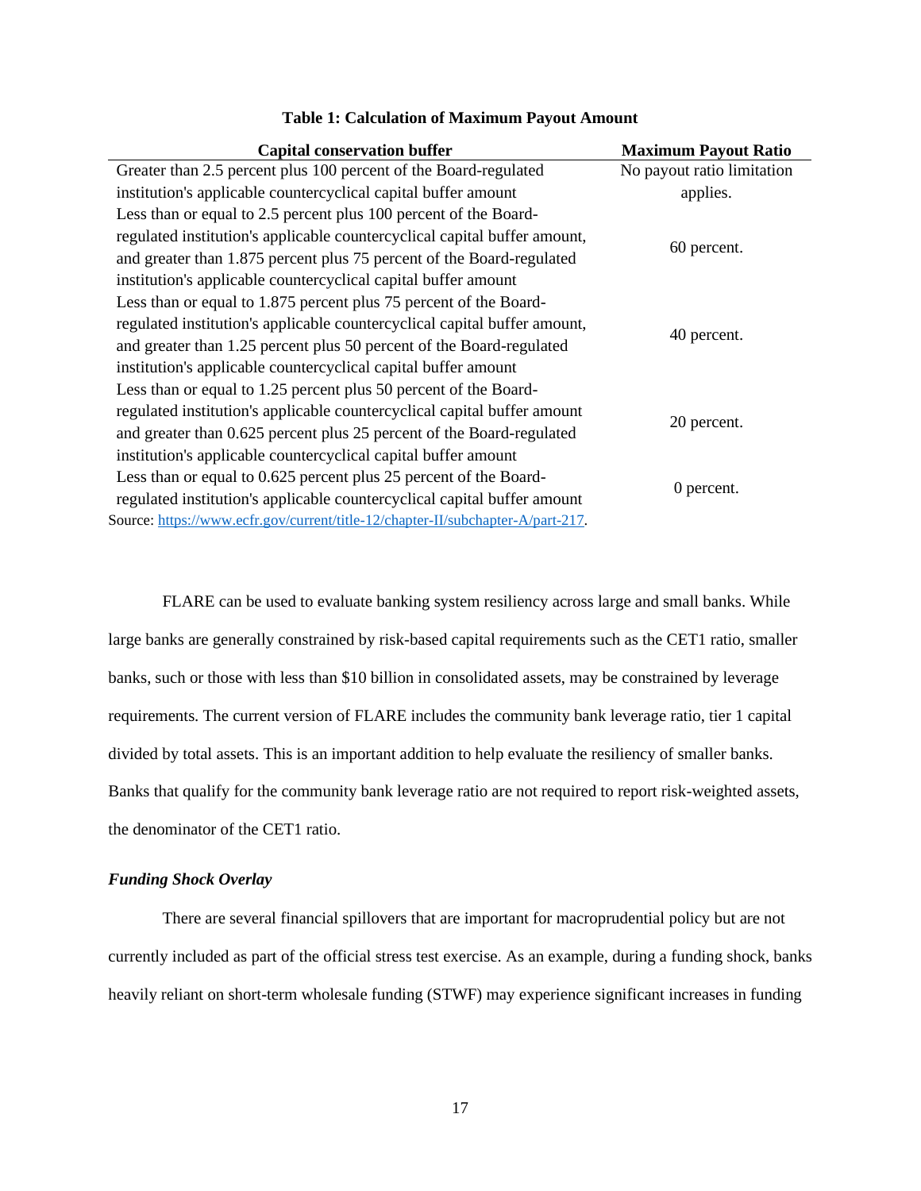**Table 1: Calculation of Maximum Payout Amount**

| Capital conservation buffer | Maximum Payout Ratio |
| --- | --- |
| Greater than 2.5 percent plus 100 percent of the Board-regulated institution's applicable countercyclical capital buffer amount | No payout ratio limitation applies. |
| Less than or equal to 2.5 percent plus 100 percent of the Board-regulated institution's applicable countercyclical capital buffer amount, and greater than 1.875 percent plus 75 percent of the Board-regulated institution's applicable countercyclical capital buffer amount | 60 percent. |
| Less than or equal to 1.875 percent plus 75 percent of the Board-regulated institution's applicable countercyclical capital buffer amount, and greater than 1.25 percent plus 50 percent of the Board-regulated institution's applicable countercyclical capital buffer amount | 40 percent. |
| Less than or equal to 1.25 percent plus 50 percent of the Board-regulated institution's applicable countercyclical capital buffer amount and greater than 0.625 percent plus 25 percent of the Board-regulated institution's applicable countercyclical capital buffer amount | 20 percent. |
| Less than or equal to 0.625 percent plus 25 percent of the Board-regulated institution's applicable countercyclical capital buffer amount | 0 percent. |

Source: https://www.ecfr.gov/current/title-12/chapter-II/subchapter-A/part-217.

FLARE can be used to evaluate banking system resiliency across large and small banks. While large banks are generally constrained by risk-based capital requirements such as the CET1 ratio, smaller banks, such or those with less than $10 billion in consolidated assets, may be constrained by leverage requirements. The current version of FLARE includes the community bank leverage ratio, tier 1 capital divided by total assets. This is an important addition to help evaluate the resiliency of smaller banks. Banks that qualify for the community bank leverage ratio are not required to report risk-weighted assets, the denominator of the CET1 ratio.

### *Funding Shock Overlay*

There are several financial spillovers that are important for macroprudential policy but are not currently included as part of the official stress test exercise. As an example, during a funding shock, banks heavily reliant on short-term wholesale funding (STWF) may experience significant increases in funding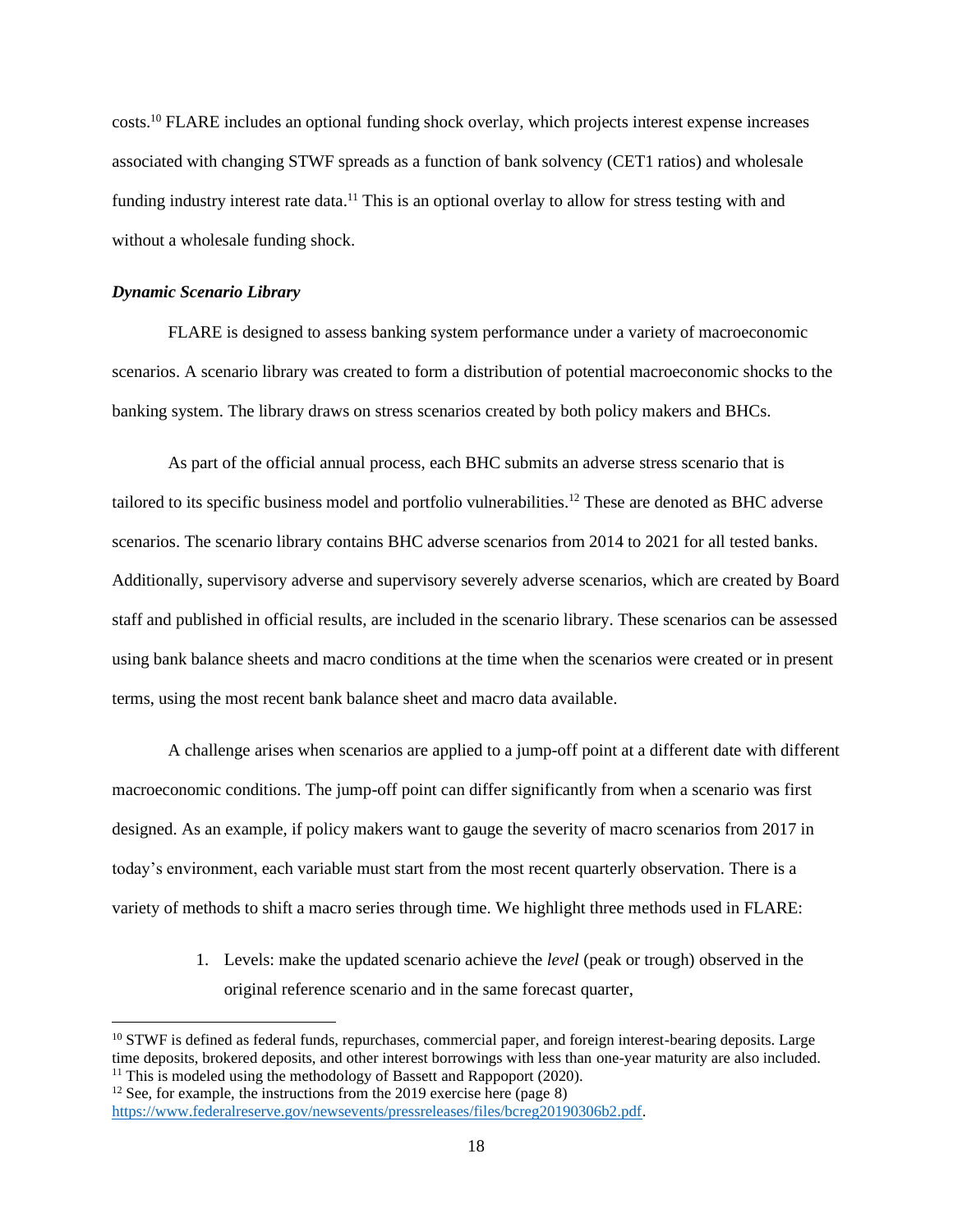costs.[10] FLARE includes an optional funding shock overlay, which projects interest expense increases associated with changing STWF spreads as a function of bank solvency (CET1 ratios) and wholesale funding industry interest rate data.[11] This is an optional overlay to allow for stress testing with and without a wholesale funding shock.

***Dynamic Scenario Library***

FLARE is designed to assess banking system performance under a variety of macroeconomic scenarios. A scenario library was created to form a distribution of potential macroeconomic shocks to the banking system. The library draws on stress scenarios created by both policy makers and BHCs.

As part of the official annual process, each BHC submits an adverse stress scenario that is tailored to its specific business model and portfolio vulnerabilities.[12] These are denoted as BHC adverse scenarios. The scenario library contains BHC adverse scenarios from 2014 to 2021 for all tested banks. Additionally, supervisory adverse and supervisory severely adverse scenarios, which are created by Board staff and published in official results, are included in the scenario library. These scenarios can be assessed using bank balance sheets and macro conditions at the time when the scenarios were created or in present terms, using the most recent bank balance sheet and macro data available.

A challenge arises when scenarios are applied to a jump-off point at a different date with different macroeconomic conditions. The jump-off point can differ significantly from when a scenario was first designed. As an example, if policy makers want to gauge the severity of macro scenarios from 2017 in today's environment, each variable must start from the most recent quarterly observation. There is a variety of methods to shift a macro series through time. We highlight three methods used in FLARE:

1. Levels: make the updated scenario achieve the *level* (peak or trough) observed in the original reference scenario and in the same forecast quarter,

---

[10] STWF is defined as federal funds, repurchases, commercial paper, and foreign interest-bearing deposits. Large time deposits, brokered deposits, and other interest borrowings with less than one-year maturity are also included.

[11] This is modeled using the methodology of Bassett and Rappoport (2020).

[12] See, for example, the instructions from the 2019 exercise here (page 8) https://www.federalreserve.gov/newsevents/pressreleases/files/bcreg20190306b2.pdf.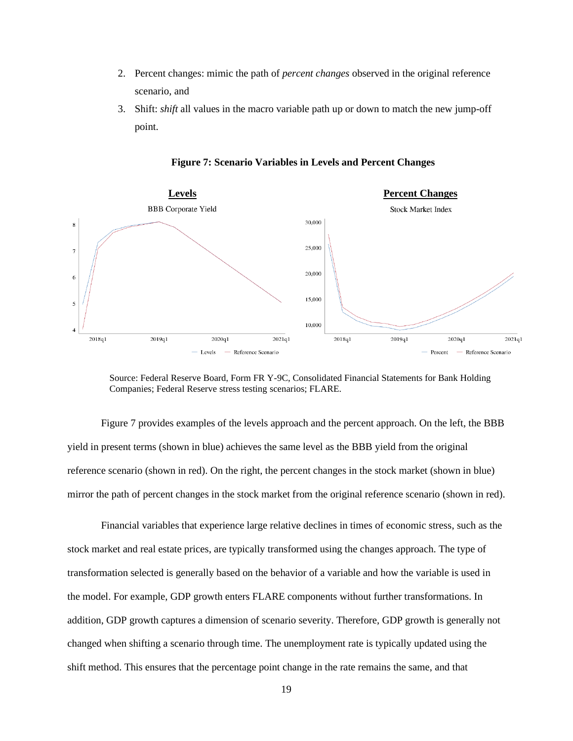2. Percent changes: mimic the path of *percent changes* observed in the original reference scenario, and
3. Shift: *shift* all values in the macro variable path up or down to match the new jump-off point.

**Figure 7: Scenario Variables in Levels and Percent Changes**

Source: Federal Reserve Board, Form FR Y-9C, Consolidated Financial Statements for Bank Holding Companies; Federal Reserve stress testing scenarios; FLARE.

Figure 7 provides examples of the levels approach and the percent approach. On the left, the BBB yield in present terms (shown in blue) achieves the same level as the BBB yield from the original reference scenario (shown in red). On the right, the percent changes in the stock market (shown in blue) mirror the path of percent changes in the stock market from the original reference scenario (shown in red).

Financial variables that experience large relative declines in times of economic stress, such as the stock market and real estate prices, are typically transformed using the changes approach. The type of transformation selected is generally based on the behavior of a variable and how the variable is used in the model. For example, GDP growth enters FLARE components without further transformations. In addition, GDP growth captures a dimension of scenario severity. Therefore, GDP growth is generally not changed when shifting a scenario through time. The unemployment rate is typically updated using the shift method. This ensures that the percentage point change in the rate remains the same, and that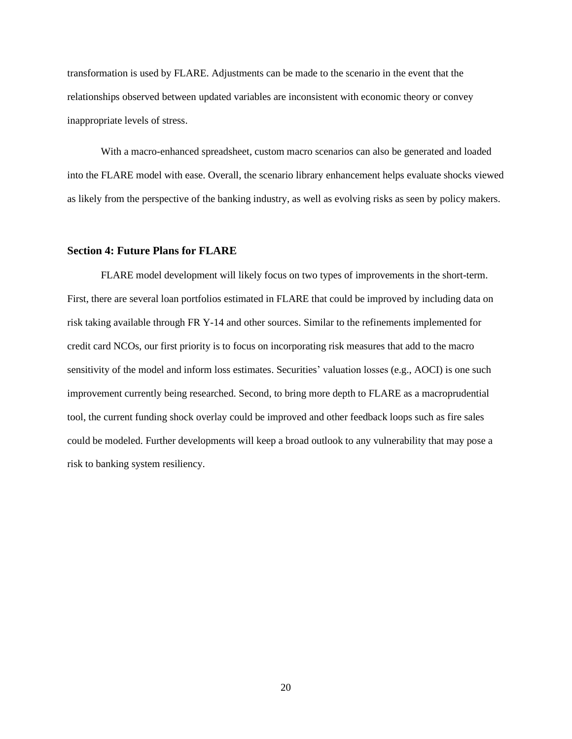transformation is used by FLARE. Adjustments can be made to the scenario in the event that the relationships observed between updated variables are inconsistent with economic theory or convey inappropriate levels of stress.

With a macro-enhanced spreadsheet, custom macro scenarios can also be generated and loaded into the FLARE model with ease. Overall, the scenario library enhancement helps evaluate shocks viewed as likely from the perspective of the banking industry, as well as evolving risks as seen by policy makers.

## Section 4: Future Plans for FLARE

FLARE model development will likely focus on two types of improvements in the short-term. First, there are several loan portfolios estimated in FLARE that could be improved by including data on risk taking available through FR Y-14 and other sources. Similar to the refinements implemented for credit card NCOs, our first priority is to focus on incorporating risk measures that add to the macro sensitivity of the model and inform loss estimates. Securities' valuation losses (e.g., AOCI) is one such improvement currently being researched. Second, to bring more depth to FLARE as a macroprudential tool, the current funding shock overlay could be improved and other feedback loops such as fire sales could be modeled. Further developments will keep a broad outlook to any vulnerability that may pose a risk to banking system resiliency.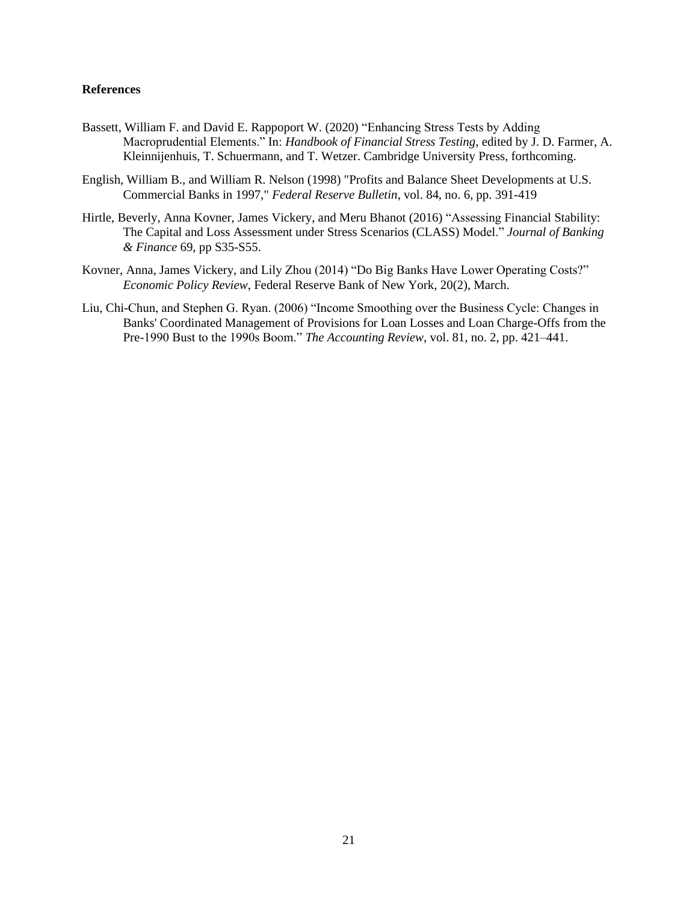**References**

Bassett, William F. and David E. Rappoport W. (2020) "Enhancing Stress Tests by Adding Macroprudential Elements." In: *Handbook of Financial Stress Testing*, edited by J. D. Farmer, A. Kleinnijenhuis, T. Schuermann, and T. Wetzer. Cambridge University Press, forthcoming.

English, William B., and William R. Nelson (1998) "Profits and Balance Sheet Developments at U.S. Commercial Banks in 1997," *Federal Reserve Bulletin*, vol. 84, no. 6, pp. 391-419

Hirtle, Beverly, Anna Kovner, James Vickery, and Meru Bhanot (2016) "Assessing Financial Stability: The Capital and Loss Assessment under Stress Scenarios (CLASS) Model." *Journal of Banking & Finance* 69, pp S35-S55.

Kovner, Anna, James Vickery, and Lily Zhou (2014) "Do Big Banks Have Lower Operating Costs?" *Economic Policy Review*, Federal Reserve Bank of New York, 20(2), March.

Liu, Chi-Chun, and Stephen G. Ryan. (2006) "Income Smoothing over the Business Cycle: Changes in Banks' Coordinated Management of Provisions for Loan Losses and Loan Charge-Offs from the Pre-1990 Bust to the 1990s Boom." *The Accounting Review*, vol. 81, no. 2, pp. 421–441.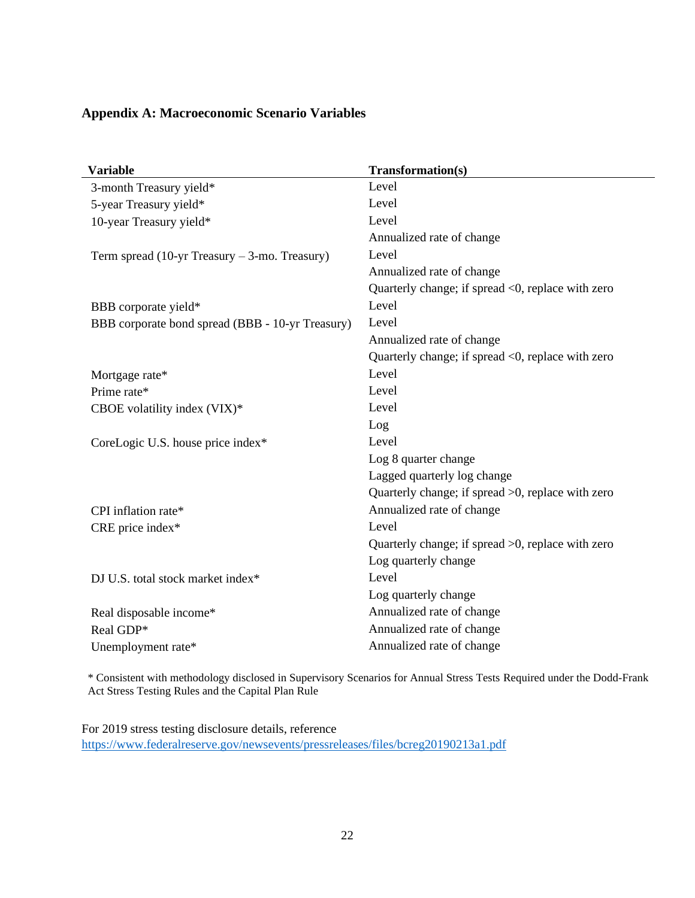## Appendix A: Macroeconomic Scenario Variables

| Variable | Transformation(s) |
|---|---|
| 3-month Treasury yield* | Level |
| 5-year Treasury yield* | Level |
| 10-year Treasury yield* | Level |
| | Annualized rate of change |
| Term spread (10-yr Treasury – 3-mo. Treasury) | Level |
| | Annualized rate of change |
| | Quarterly change; if spread <0, replace with zero |
| BBB corporate yield* | Level |
| BBB corporate bond spread (BBB - 10-yr Treasury) | Level |
| | Annualized rate of change |
| | Quarterly change; if spread <0, replace with zero |
| Mortgage rate* | Level |
| Prime rate* | Level |
| CBOE volatility index (VIX)* | Level |
| | Log |
| CoreLogic U.S. house price index* | Level |
| | Log 8 quarter change |
| | Lagged quarterly log change |
| | Quarterly change; if spread >0, replace with zero |
| CPI inflation rate* | Annualized rate of change |
| CRE price index* | Level |
| | Quarterly change; if spread >0, replace with zero |
| | Log quarterly change |
| DJ U.S. total stock market index* | Level |
| | Log quarterly change |
| Real disposable income* | Annualized rate of change |
| Real GDP* | Annualized rate of change |
| Unemployment rate* | Annualized rate of change |

\* Consistent with methodology disclosed in Supervisory Scenarios for Annual Stress Tests Required under the Dodd-Frank Act Stress Testing Rules and the Capital Plan Rule

For 2019 stress testing disclosure details, reference https://www.federalreserve.gov/newsevents/pressreleases/files/bcreg20190213a1.pdf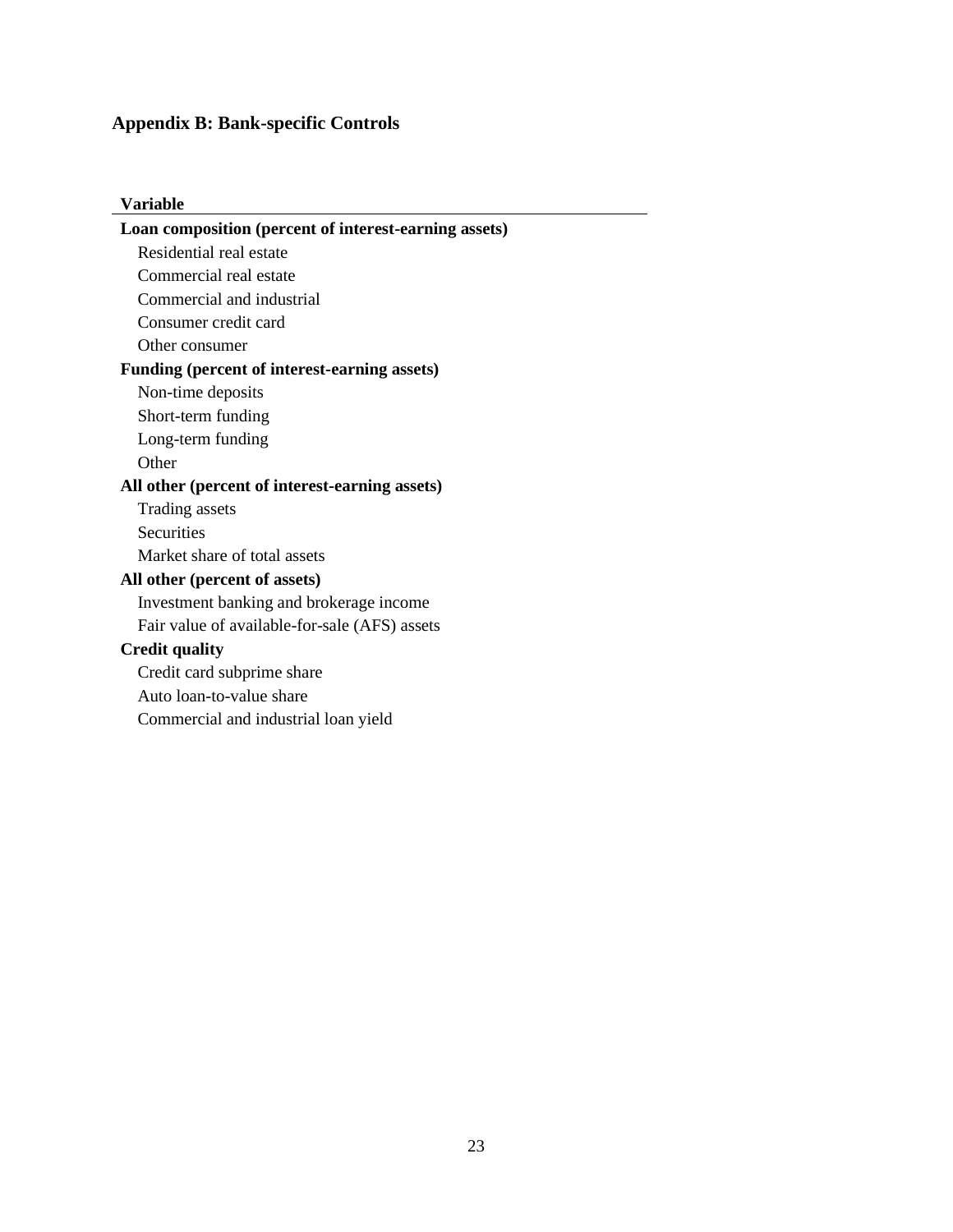## Appendix B: Bank-specific Controls

| Variable |
| --- |
| **Loan composition (percent of interest-earning assets)** |
| Residential real estate |
| Commercial real estate |
| Commercial and industrial |
| Consumer credit card |
| Other consumer |
| **Funding (percent of interest-earning assets)** |
| Non-time deposits |
| Short-term funding |
| Long-term funding |
| Other |
| **All other (percent of interest-earning assets)** |
| Trading assets |
| Securities |
| Market share of total assets |
| **All other (percent of assets)** |
| Investment banking and brokerage income |
| Fair value of available-for-sale (AFS) assets |
| **Credit quality** |
| Credit card subprime share |
| Auto loan-to-value share |
| Commercial and industrial loan yield |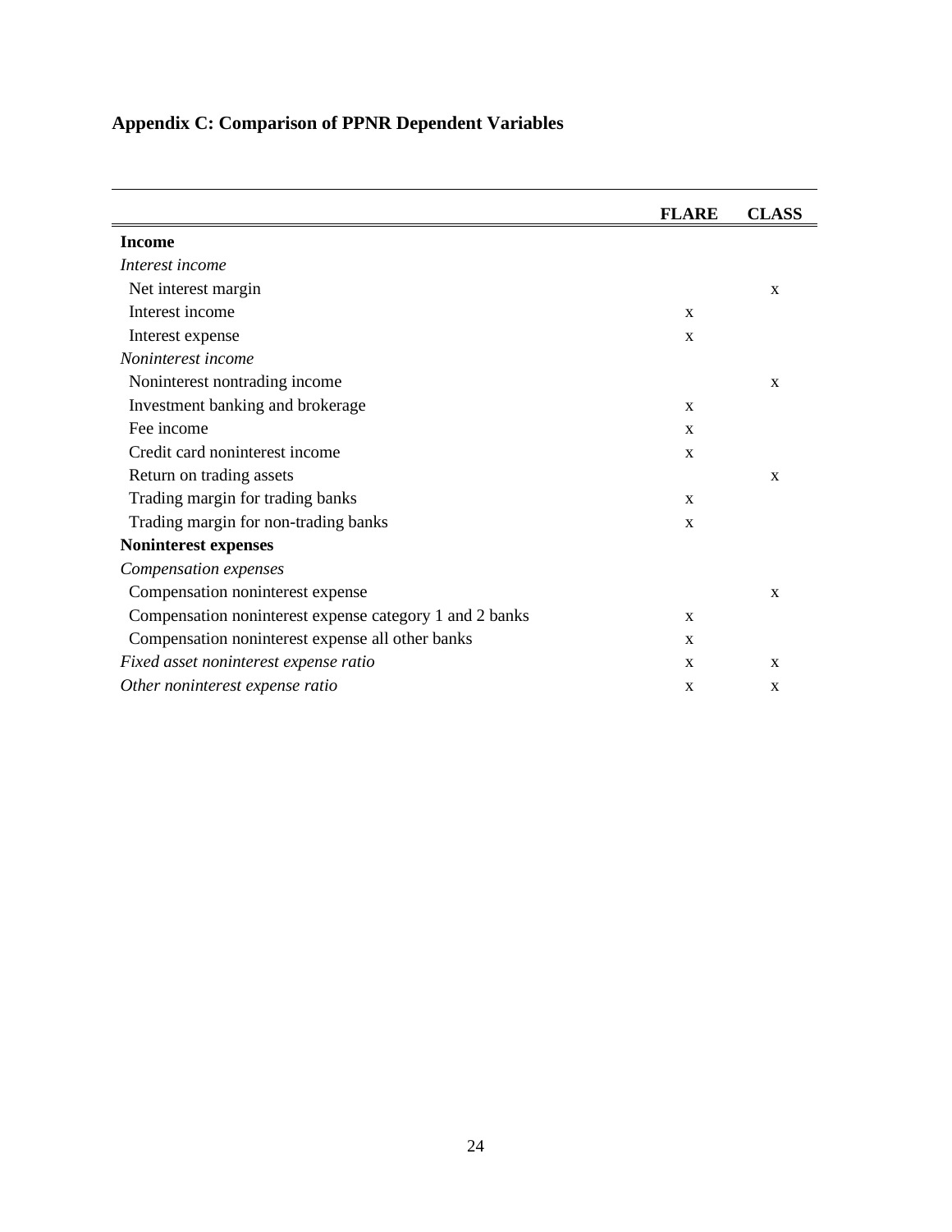# Appendix C: Comparison of PPNR Dependent Variables

| | FLARE | CLASS |
|---|---|---|
| **Income** | | |
| *Interest income* | | |
| Net interest margin | | x |
| Interest income | x | |
| Interest expense | x | |
| *Noninterest income* | | |
| Noninterest nontrading income | | x |
| Investment banking and brokerage | x | |
| Fee income | x | |
| Credit card noninterest income | x | |
| Return on trading assets | | x |
| Trading margin for trading banks | x | |
| Trading margin for non-trading banks | x | |
| **Noninterest expenses** | | |
| *Compensation expenses* | | |
| Compensation noninterest expense | | x |
| Compensation noninterest expense category 1 and 2 banks | x | |
| Compensation noninterest expense all other banks | x | |
| *Fixed asset noninterest expense ratio* | x | x |
| *Other noninterest expense ratio* | x | x |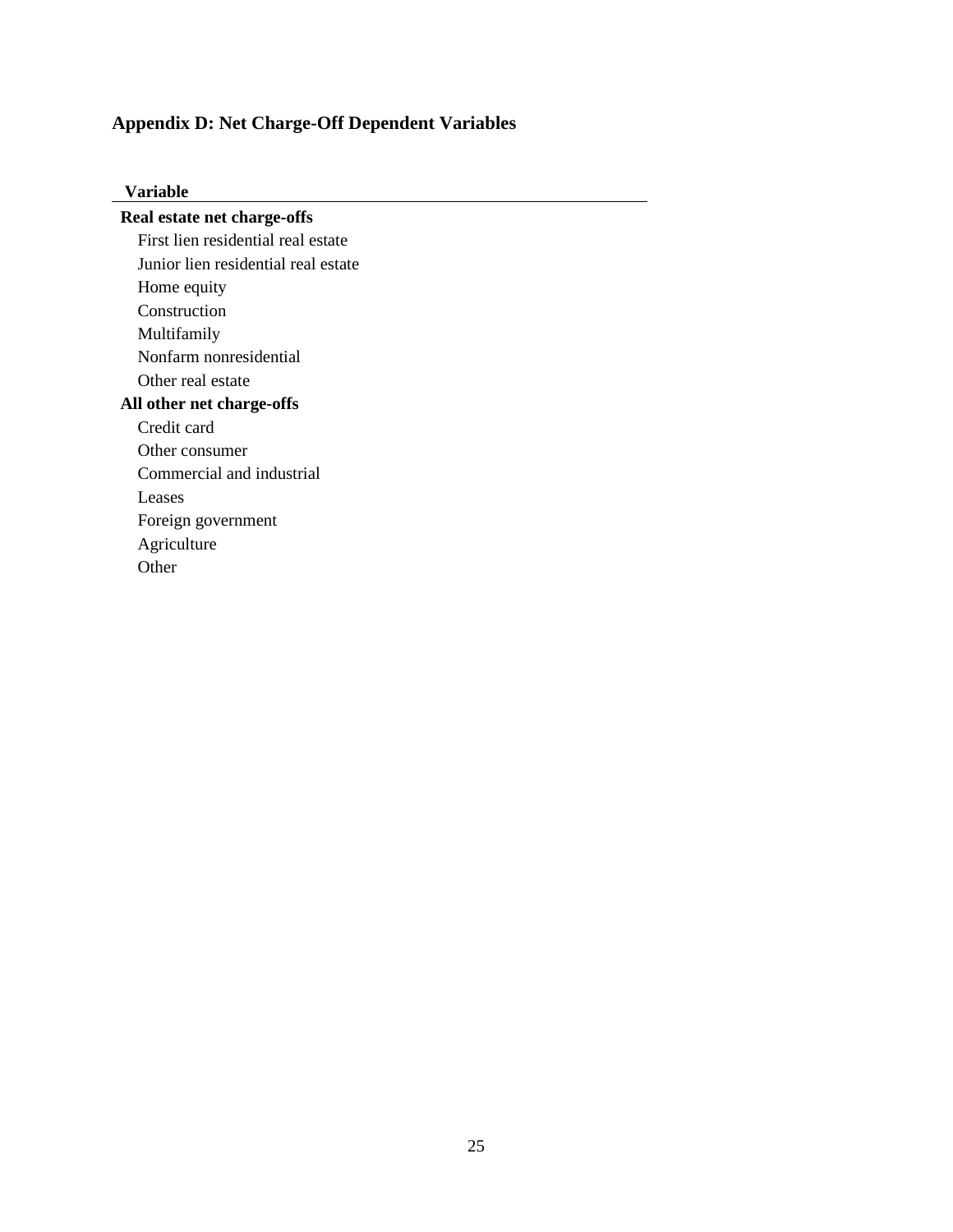## Appendix D: Net Charge-Off Dependent Variables

| Variable |
|---|
| **Real estate net charge-offs** |
| First lien residential real estate |
| Junior lien residential real estate |
| Home equity |
| Construction |
| Multifamily |
| Nonfarm nonresidential |
| Other real estate |
| **All other net charge-offs** |
| Credit card |
| Other consumer |
| Commercial and industrial |
| Leases |
| Foreign government |
| Agriculture |
| Other |